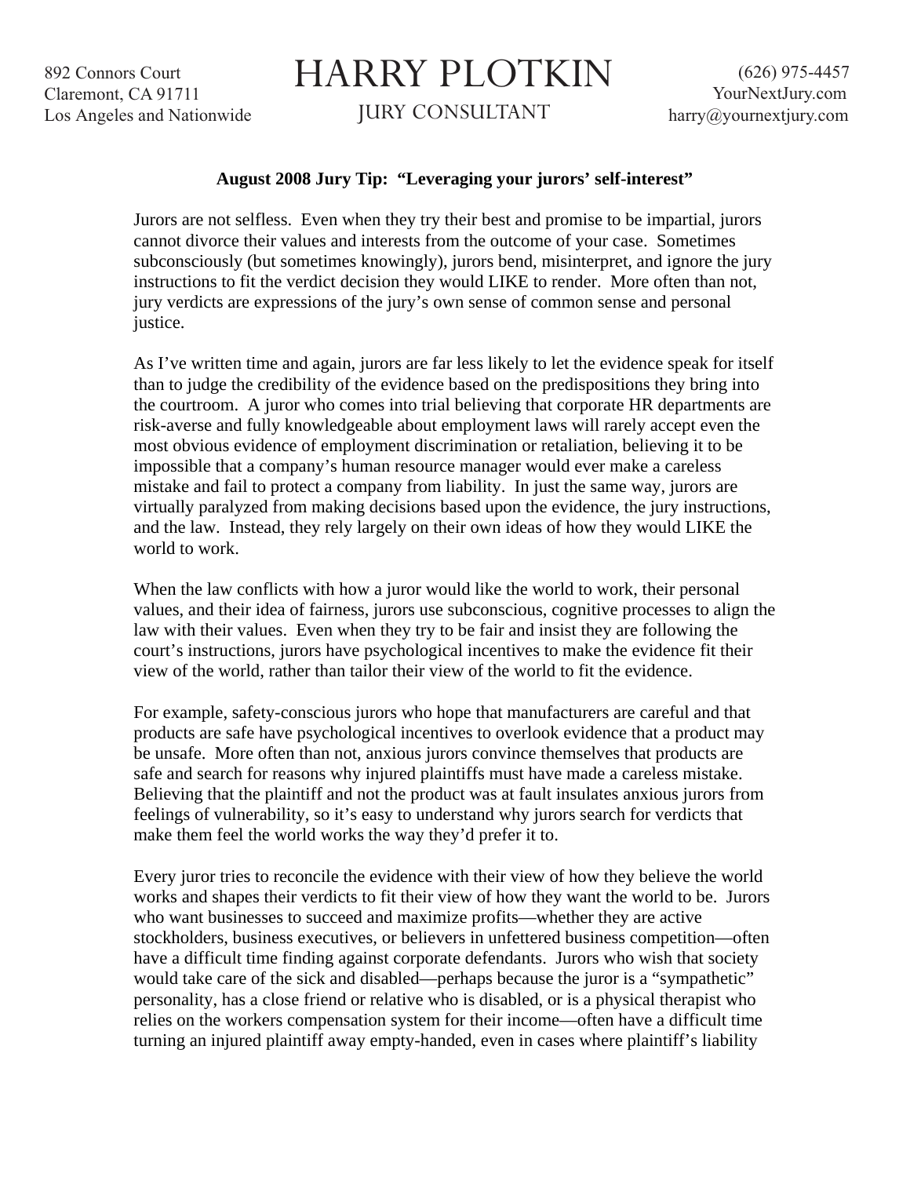892 Connors Court
Claremont, CA 91711
Los Angeles and Nationwide

# HARRY PLOTKIN

JURY CONSULTANT

(626) 975-4457
YourNextJury.com
harry@yournextjury.com

**August 2008 Jury Tip: "Leveraging your jurors' self-interest"**

Jurors are not selfless. Even when they try their best and promise to be impartial, jurors cannot divorce their values and interests from the outcome of your case. Sometimes subconsciously (but sometimes knowingly), jurors bend, misinterpret, and ignore the jury instructions to fit the verdict decision they would LIKE to render. More often than not, jury verdicts are expressions of the jury's own sense of common sense and personal justice.

As I've written time and again, jurors are far less likely to let the evidence speak for itself than to judge the credibility of the evidence based on the predispositions they bring into the courtroom. A juror who comes into trial believing that corporate HR departments are risk-averse and fully knowledgeable about employment laws will rarely accept even the most obvious evidence of employment discrimination or retaliation, believing it to be impossible that a company's human resource manager would ever make a careless mistake and fail to protect a company from liability. In just the same way, jurors are virtually paralyzed from making decisions based upon the evidence, the jury instructions, and the law. Instead, they rely largely on their own ideas of how they would LIKE the world to work.

When the law conflicts with how a juror would like the world to work, their personal values, and their idea of fairness, jurors use subconscious, cognitive processes to align the law with their values. Even when they try to be fair and insist they are following the court's instructions, jurors have psychological incentives to make the evidence fit their view of the world, rather than tailor their view of the world to fit the evidence.

For example, safety-conscious jurors who hope that manufacturers are careful and that products are safe have psychological incentives to overlook evidence that a product may be unsafe. More often than not, anxious jurors convince themselves that products are safe and search for reasons why injured plaintiffs must have made a careless mistake. Believing that the plaintiff and not the product was at fault insulates anxious jurors from feelings of vulnerability, so it's easy to understand why jurors search for verdicts that make them feel the world works the way they'd prefer it to.

Every juror tries to reconcile the evidence with their view of how they believe the world works and shapes their verdicts to fit their view of how they want the world to be. Jurors who want businesses to succeed and maximize profits—whether they are active stockholders, business executives, or believers in unfettered business competition—often have a difficult time finding against corporate defendants. Jurors who wish that society would take care of the sick and disabled—perhaps because the juror is a "sympathetic" personality, has a close friend or relative who is disabled, or is a physical therapist who relies on the workers compensation system for their income—often have a difficult time turning an injured plaintiff away empty-handed, even in cases where plaintiff's liability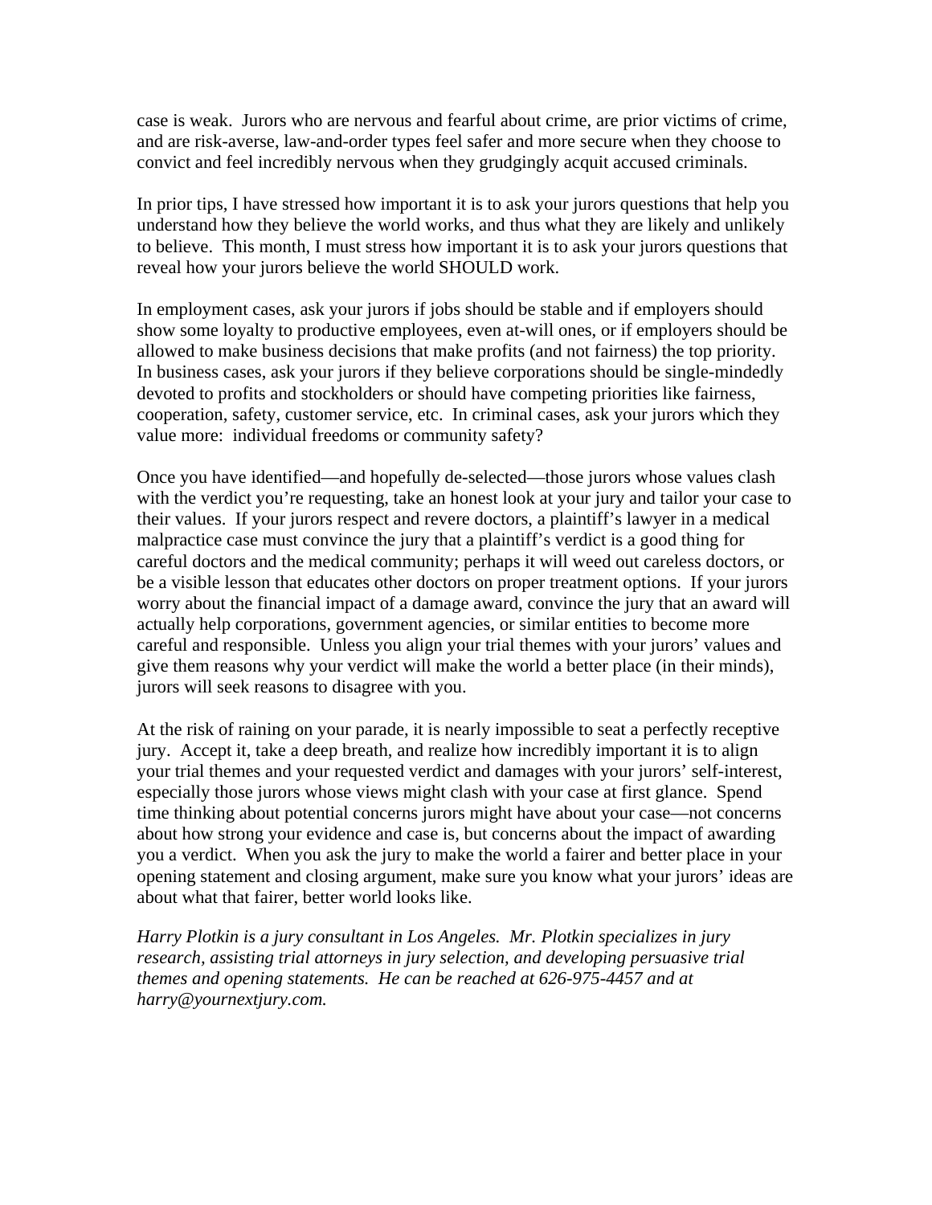case is weak. Jurors who are nervous and fearful about crime, are prior victims of crime, and are risk-averse, law-and-order types feel safer and more secure when they choose to convict and feel incredibly nervous when they grudgingly acquit accused criminals.

In prior tips, I have stressed how important it is to ask your jurors questions that help you understand how they believe the world works, and thus what they are likely and unlikely to believe. This month, I must stress how important it is to ask your jurors questions that reveal how your jurors believe the world SHOULD work.

In employment cases, ask your jurors if jobs should be stable and if employers should show some loyalty to productive employees, even at-will ones, or if employers should be allowed to make business decisions that make profits (and not fairness) the top priority. In business cases, ask your jurors if they believe corporations should be single-mindedly devoted to profits and stockholders or should have competing priorities like fairness, cooperation, safety, customer service, etc. In criminal cases, ask your jurors which they value more: individual freedoms or community safety?

Once you have identified—and hopefully de-selected—those jurors whose values clash with the verdict you're requesting, take an honest look at your jury and tailor your case to their values. If your jurors respect and revere doctors, a plaintiff's lawyer in a medical malpractice case must convince the jury that a plaintiff's verdict is a good thing for careful doctors and the medical community; perhaps it will weed out careless doctors, or be a visible lesson that educates other doctors on proper treatment options. If your jurors worry about the financial impact of a damage award, convince the jury that an award will actually help corporations, government agencies, or similar entities to become more careful and responsible. Unless you align your trial themes with your jurors' values and give them reasons why your verdict will make the world a better place (in their minds), jurors will seek reasons to disagree with you.

At the risk of raining on your parade, it is nearly impossible to seat a perfectly receptive jury. Accept it, take a deep breath, and realize how incredibly important it is to align your trial themes and your requested verdict and damages with your jurors' self-interest, especially those jurors whose views might clash with your case at first glance. Spend time thinking about potential concerns jurors might have about your case—not concerns about how strong your evidence and case is, but concerns about the impact of awarding you a verdict. When you ask the jury to make the world a fairer and better place in your opening statement and closing argument, make sure you know what your jurors' ideas are about what that fairer, better world looks like.

*Harry Plotkin is a jury consultant in Los Angeles. Mr. Plotkin specializes in jury research, assisting trial attorneys in jury selection, and developing persuasive trial themes and opening statements. He can be reached at 626-975-4457 and at harry@yournextjury.com.*